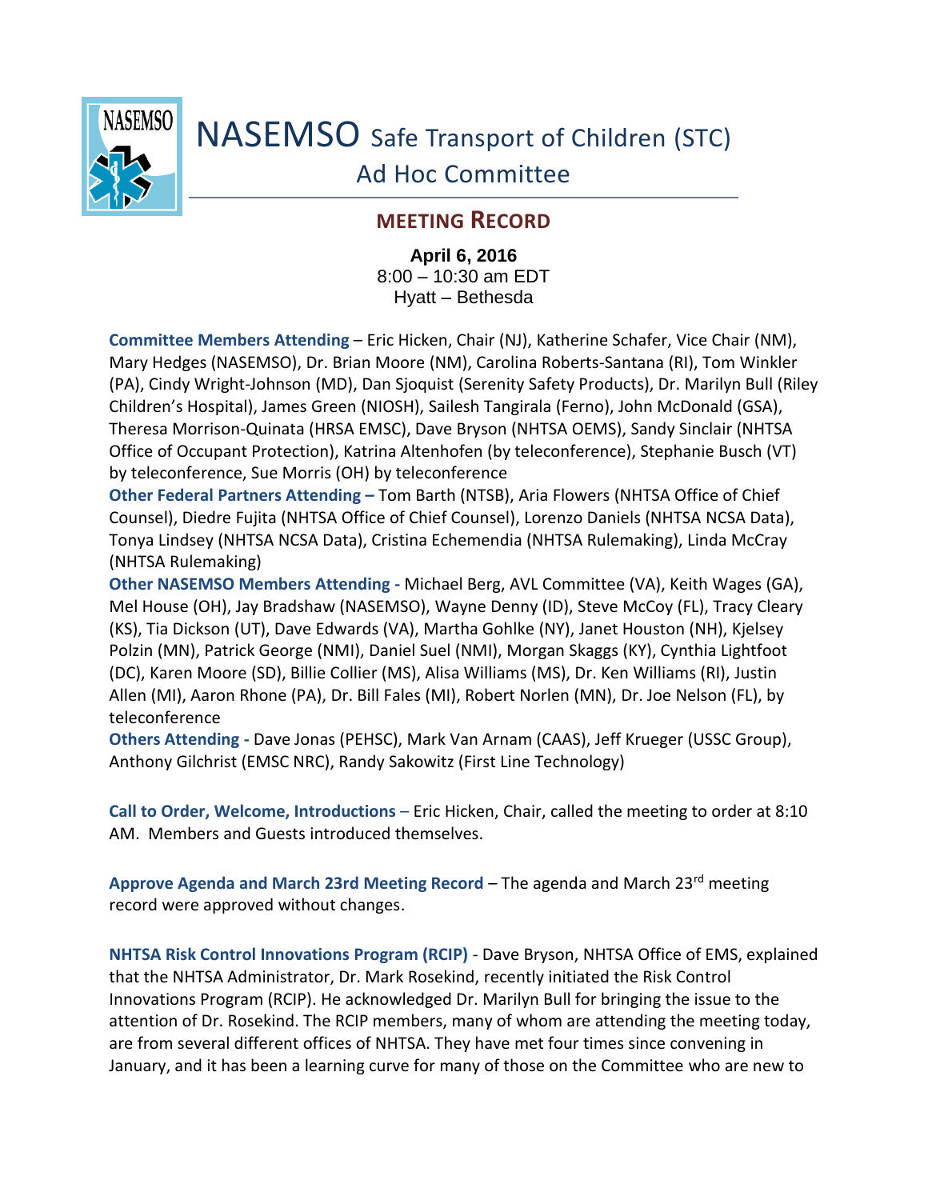# NASEMSO Safe Transport of Children (STC) Ad Hoc Committee

## MEETING RECORD

**April 6, 2016**
8:00 – 10:30 am EDT
Hyatt – Bethesda

**Committee Members Attending** – Eric Hicken, Chair (NJ), Katherine Schafer, Vice Chair (NM), Mary Hedges (NASEMSO), Dr. Brian Moore (NM), Carolina Roberts-Santana (RI), Tom Winkler (PA), Cindy Wright-Johnson (MD), Dan Sjoquist (Serenity Safety Products), Dr. Marilyn Bull (Riley Children's Hospital), James Green (NIOSH), Sailesh Tangirala (Ferno), John McDonald (GSA), Theresa Morrison-Quinata (HRSA EMSC), Dave Bryson (NHTSA OEMS), Sandy Sinclair (NHTSA Office of Occupant Protection), Katrina Altenhofen (by teleconference), Stephanie Busch (VT) by teleconference, Sue Morris (OH) by teleconference

**Other Federal Partners Attending –** Tom Barth (NTSB), Aria Flowers (NHTSA Office of Chief Counsel), Diedre Fujita (NHTSA Office of Chief Counsel), Lorenzo Daniels (NHTSA NCSA Data), Tonya Lindsey (NHTSA NCSA Data), Cristina Echemendia (NHTSA Rulemaking), Linda McCray (NHTSA Rulemaking)

**Other NASEMSO Members Attending -** Michael Berg, AVL Committee (VA), Keith Wages (GA), Mel House (OH), Jay Bradshaw (NASEMSO), Wayne Denny (ID), Steve McCoy (FL), Tracy Cleary (KS), Tia Dickson (UT), Dave Edwards (VA), Martha Gohlke (NY), Janet Houston (NH), Kjelsey Polzin (MN), Patrick George (NMI), Daniel Suel (NMI), Morgan Skaggs (KY), Cynthia Lightfoot (DC), Karen Moore (SD), Billie Collier (MS), Alisa Williams (MS), Dr. Ken Williams (RI), Justin Allen (MI), Aaron Rhone (PA), Dr. Bill Fales (MI), Robert Norlen (MN), Dr. Joe Nelson (FL), by teleconference

**Others Attending -** Dave Jonas (PEHSC), Mark Van Arnam (CAAS), Jeff Krueger (USSC Group), Anthony Gilchrist (EMSC NRC), Randy Sakowitz (First Line Technology)

**Call to Order, Welcome, Introductions** – Eric Hicken, Chair, called the meeting to order at 8:10 AM. Members and Guests introduced themselves.

**Approve Agenda and March 23rd Meeting Record** – The agenda and March 23rd meeting record were approved without changes.

**NHTSA Risk Control Innovations Program (RCIP)** - Dave Bryson, NHTSA Office of EMS, explained that the NHTSA Administrator, Dr. Mark Rosekind, recently initiated the Risk Control Innovations Program (RCIP). He acknowledged Dr. Marilyn Bull for bringing the issue to the attention of Dr. Rosekind. The RCIP members, many of whom are attending the meeting today, are from several different offices of NHTSA. They have met four times since convening in January, and it has been a learning curve for many of those on the Committee who are new to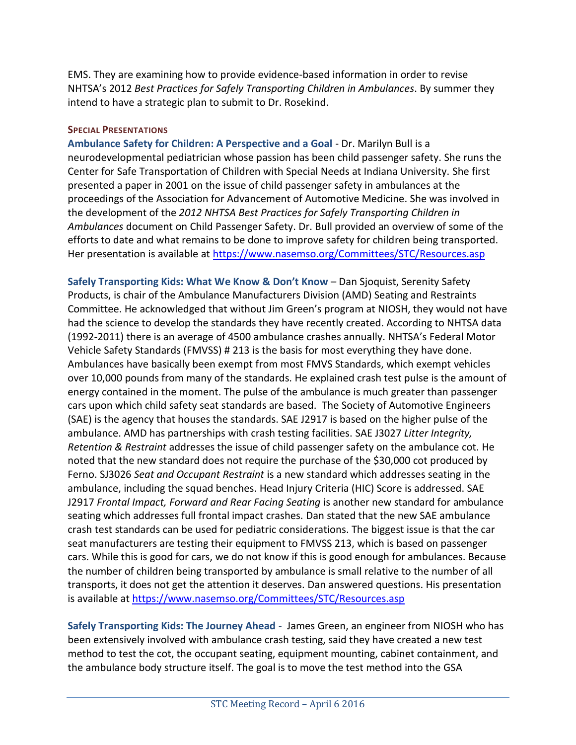EMS. They are examining how to provide evidence-based information in order to revise NHTSA's 2012 *Best Practices for Safely Transporting Children in Ambulances*. By summer they intend to have a strategic plan to submit to Dr. Rosekind.

### SPECIAL PRESENTATIONS

**Ambulance Safety for Children: A Perspective and a Goal** - Dr. Marilyn Bull is a neurodevelopmental pediatrician whose passion has been child passenger safety. She runs the Center for Safe Transportation of Children with Special Needs at Indiana University. She first presented a paper in 2001 on the issue of child passenger safety in ambulances at the proceedings of the Association for Advancement of Automotive Medicine. She was involved in the development of the *2012 NHTSA Best Practices for Safely Transporting Children in Ambulances* document on Child Passenger Safety. Dr. Bull provided an overview of some of the efforts to date and what remains to be done to improve safety for children being transported. Her presentation is available at https://www.nasemso.org/Committees/STC/Resources.asp

**Safely Transporting Kids: What We Know & Don't Know** – Dan Sjoquist, Serenity Safety Products, is chair of the Ambulance Manufacturers Division (AMD) Seating and Restraints Committee. He acknowledged that without Jim Green's program at NIOSH, they would not have had the science to develop the standards they have recently created. According to NHTSA data (1992-2011) there is an average of 4500 ambulance crashes annually. NHTSA's Federal Motor Vehicle Safety Standards (FMVSS) # 213 is the basis for most everything they have done. Ambulances have basically been exempt from most FMVS Standards, which exempt vehicles over 10,000 pounds from many of the standards. He explained crash test pulse is the amount of energy contained in the moment. The pulse of the ambulance is much greater than passenger cars upon which child safety seat standards are based. The Society of Automotive Engineers (SAE) is the agency that houses the standards. SAE J2917 is based on the higher pulse of the ambulance. AMD has partnerships with crash testing facilities. SAE J3027 *Litter Integrity, Retention & Restraint* addresses the issue of child passenger safety on the ambulance cot. He noted that the new standard does not require the purchase of the $30,000 cot produced by Ferno. SJ3026 *Seat and Occupant Restraint* is a new standard which addresses seating in the ambulance, including the squad benches. Head Injury Criteria (HIC) Score is addressed. SAE J2917 *Frontal Impact, Forward and Rear Facing Seating* is another new standard for ambulance seating which addresses full frontal impact crashes. Dan stated that the new SAE ambulance crash test standards can be used for pediatric considerations. The biggest issue is that the car seat manufacturers are testing their equipment to FMVSS 213, which is based on passenger cars. While this is good for cars, we do not know if this is good enough for ambulances. Because the number of children being transported by ambulance is small relative to the number of all transports, it does not get the attention it deserves. Dan answered questions. His presentation is available at https://www.nasemso.org/Committees/STC/Resources.asp

**Safely Transporting Kids: The Journey Ahead** - James Green, an engineer from NIOSH who has been extensively involved with ambulance crash testing, said they have created a new test method to test the cot, the occupant seating, equipment mounting, cabinet containment, and the ambulance body structure itself. The goal is to move the test method into the GSA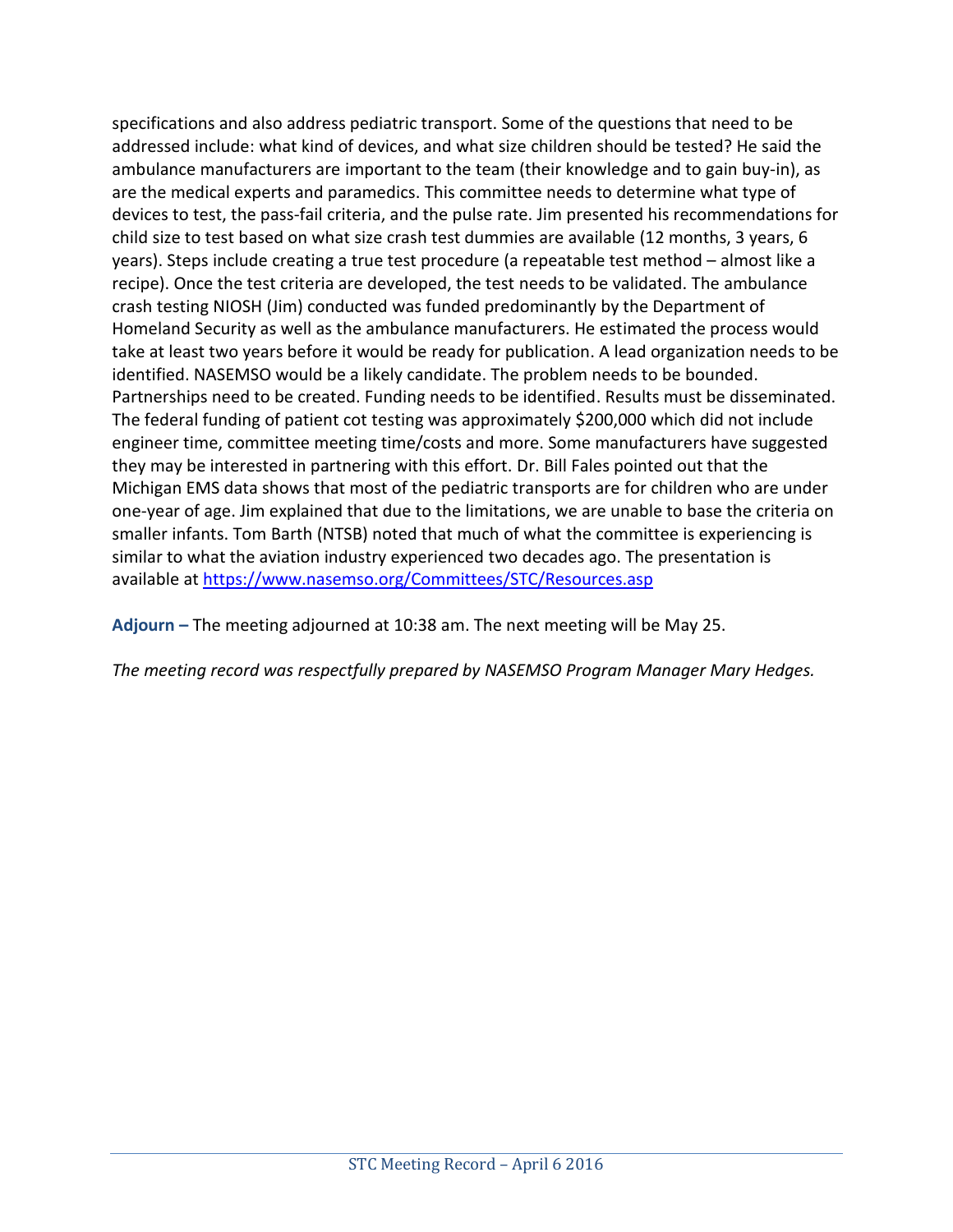specifications and also address pediatric transport. Some of the questions that need to be addressed include: what kind of devices, and what size children should be tested? He said the ambulance manufacturers are important to the team (their knowledge and to gain buy-in), as are the medical experts and paramedics. This committee needs to determine what type of devices to test, the pass-fail criteria, and the pulse rate. Jim presented his recommendations for child size to test based on what size crash test dummies are available (12 months, 3 years, 6 years). Steps include creating a true test procedure (a repeatable test method – almost like a recipe). Once the test criteria are developed, the test needs to be validated. The ambulance crash testing NIOSH (Jim) conducted was funded predominantly by the Department of Homeland Security as well as the ambulance manufacturers. He estimated the process would take at least two years before it would be ready for publication. A lead organization needs to be identified. NASEMSO would be a likely candidate. The problem needs to be bounded. Partnerships need to be created. Funding needs to be identified. Results must be disseminated. The federal funding of patient cot testing was approximately $200,000 which did not include engineer time, committee meeting time/costs and more. Some manufacturers have suggested they may be interested in partnering with this effort. Dr. Bill Fales pointed out that the Michigan EMS data shows that most of the pediatric transports are for children who are under one-year of age. Jim explained that due to the limitations, we are unable to base the criteria on smaller infants. Tom Barth (NTSB) noted that much of what the committee is experiencing is similar to what the aviation industry experienced two decades ago. The presentation is available at https://www.nasemso.org/Committees/STC/Resources.asp

**Adjourn –** The meeting adjourned at 10:38 am. The next meeting will be May 25.

*The meeting record was respectfully prepared by NASEMSO Program Manager Mary Hedges.*